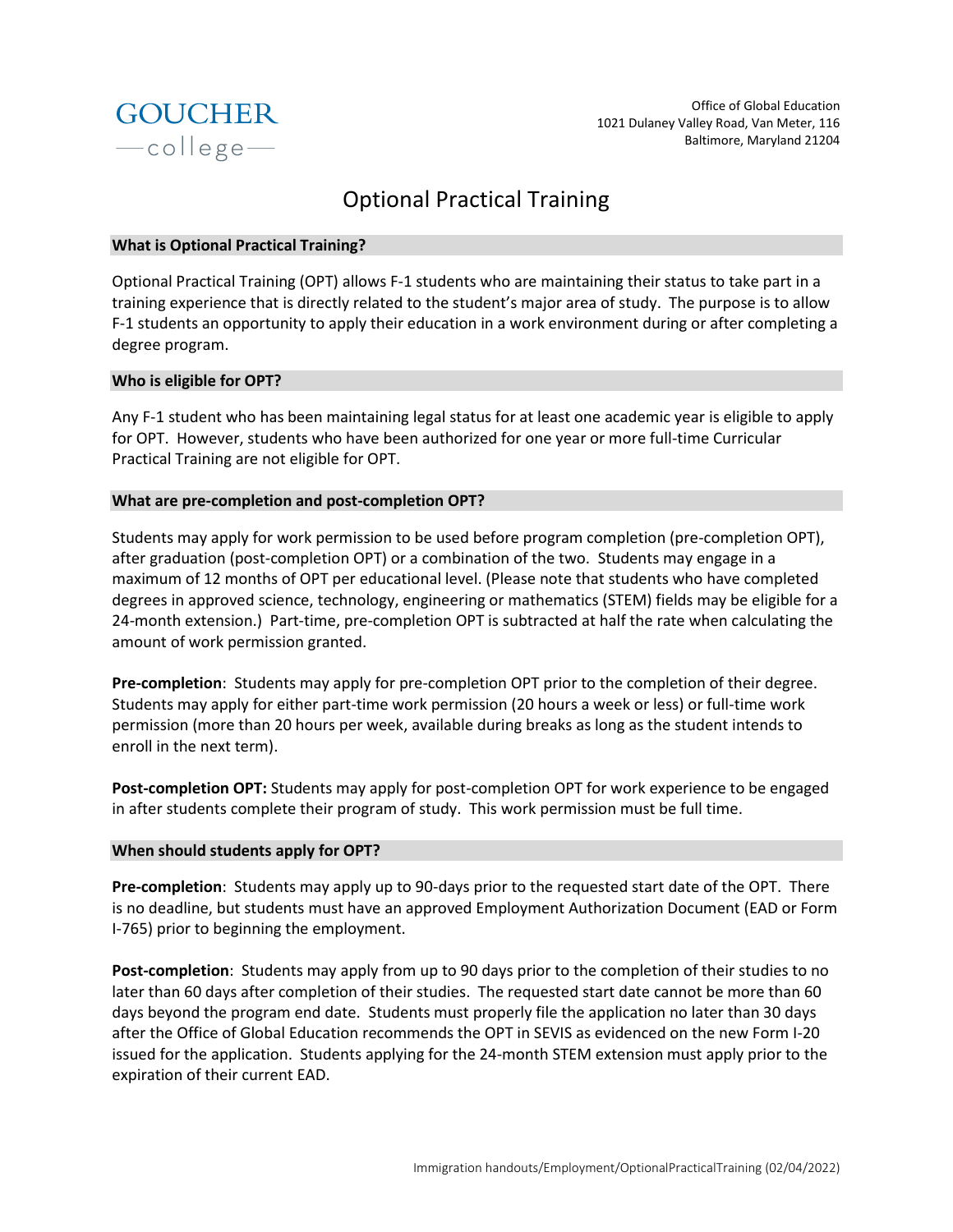GOUCHER
—college—

Office of Global Education
1021 Dulaney Valley Road, Van Meter, 116
Baltimore, Maryland 21204

# Optional Practical Training

## What is Optional Practical Training?

Optional Practical Training (OPT) allows F-1 students who are maintaining their status to take part in a training experience that is directly related to the student's major area of study. The purpose is to allow F-1 students an opportunity to apply their education in a work environment during or after completing a degree program.

## Who is eligible for OPT?

Any F-1 student who has been maintaining legal status for at least one academic year is eligible to apply for OPT. However, students who have been authorized for one year or more full-time Curricular Practical Training are not eligible for OPT.

## What are pre-completion and post-completion OPT?

Students may apply for work permission to be used before program completion (pre-completion OPT), after graduation (post-completion OPT) or a combination of the two. Students may engage in a maximum of 12 months of OPT per educational level. (Please note that students who have completed degrees in approved science, technology, engineering or mathematics (STEM) fields may be eligible for a 24-month extension.) Part-time, pre-completion OPT is subtracted at half the rate when calculating the amount of work permission granted.

**Pre-completion**: Students may apply for pre-completion OPT prior to the completion of their degree. Students may apply for either part-time work permission (20 hours a week or less) or full-time work permission (more than 20 hours per week, available during breaks as long as the student intends to enroll in the next term).

**Post-completion OPT:** Students may apply for post-completion OPT for work experience to be engaged in after students complete their program of study. This work permission must be full time.

## When should students apply for OPT?

**Pre-completion**: Students may apply up to 90-days prior to the requested start date of the OPT. There is no deadline, but students must have an approved Employment Authorization Document (EAD or Form I-765) prior to beginning the employment.

**Post-completion**: Students may apply from up to 90 days prior to the completion of their studies to no later than 60 days after completion of their studies. The requested start date cannot be more than 60 days beyond the program end date. Students must properly file the application no later than 30 days after the Office of Global Education recommends the OPT in SEVIS as evidenced on the new Form I-20 issued for the application. Students applying for the 24-month STEM extension must apply prior to the expiration of their current EAD.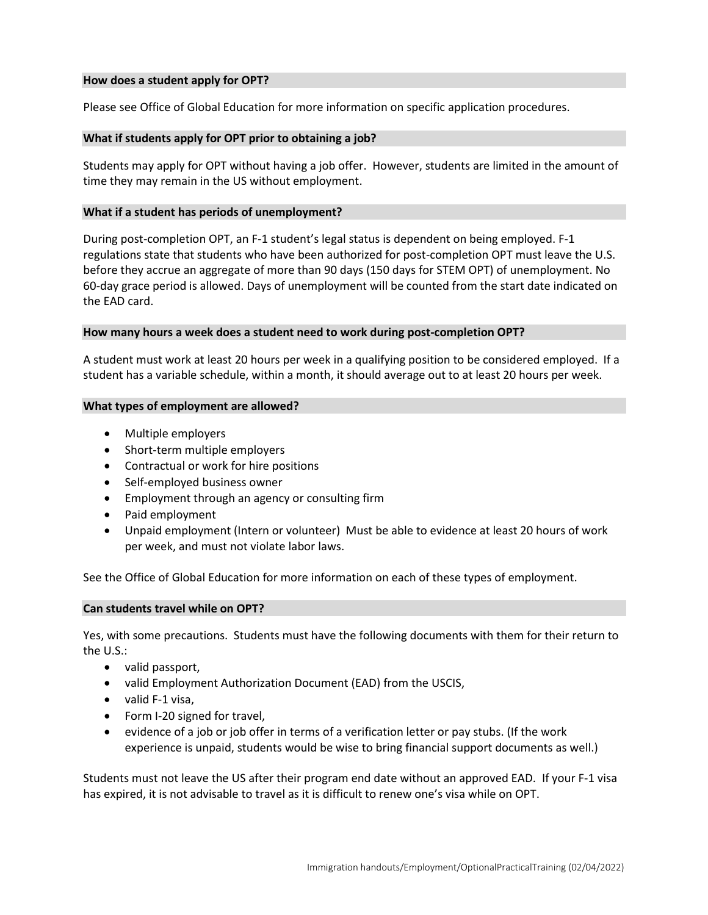### How does a student apply for OPT?

Please see Office of Global Education for more information on specific application procedures.

### What if students apply for OPT prior to obtaining a job?

Students may apply for OPT without having a job offer. However, students are limited in the amount of time they may remain in the US without employment.

### What if a student has periods of unemployment?

During post-completion OPT, an F-1 student's legal status is dependent on being employed. F-1 regulations state that students who have been authorized for post-completion OPT must leave the U.S. before they accrue an aggregate of more than 90 days (150 days for STEM OPT) of unemployment. No 60-day grace period is allowed. Days of unemployment will be counted from the start date indicated on the EAD card.

### How many hours a week does a student need to work during post-completion OPT?

A student must work at least 20 hours per week in a qualifying position to be considered employed. If a student has a variable schedule, within a month, it should average out to at least 20 hours per week.

### What types of employment are allowed?

- Multiple employers
- Short-term multiple employers
- Contractual or work for hire positions
- Self-employed business owner
- Employment through an agency or consulting firm
- Paid employment
- Unpaid employment (Intern or volunteer) Must be able to evidence at least 20 hours of work per week, and must not violate labor laws.

See the Office of Global Education for more information on each of these types of employment.

### Can students travel while on OPT?

Yes, with some precautions. Students must have the following documents with them for their return to the U.S.:

- valid passport,
- valid Employment Authorization Document (EAD) from the USCIS,
- valid F-1 visa,
- Form I-20 signed for travel,
- evidence of a job or job offer in terms of a verification letter or pay stubs. (If the work experience is unpaid, students would be wise to bring financial support documents as well.)

Students must not leave the US after their program end date without an approved EAD. If your F-1 visa has expired, it is not advisable to travel as it is difficult to renew one's visa while on OPT.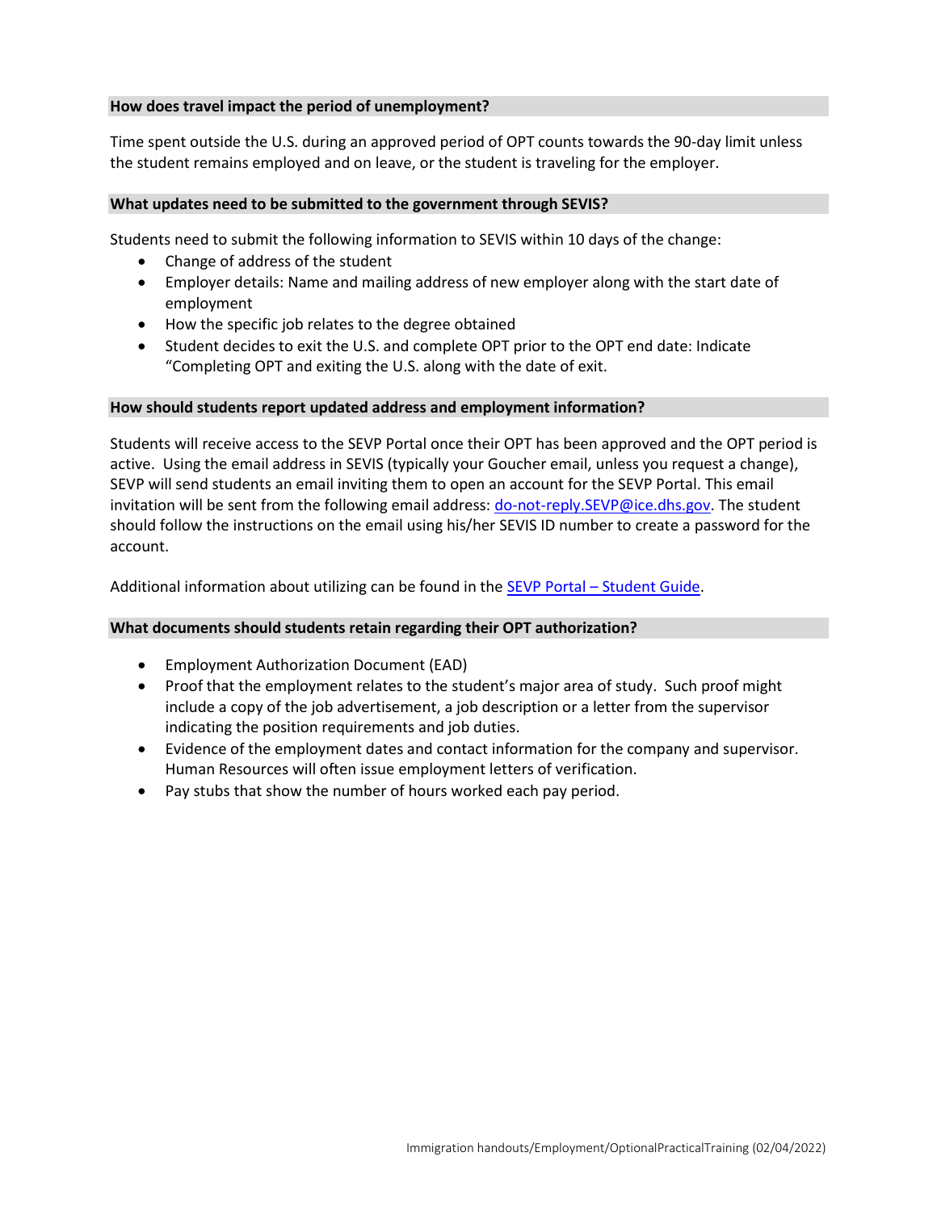### How does travel impact the period of unemployment?

Time spent outside the U.S. during an approved period of OPT counts towards the 90-day limit unless the student remains employed and on leave, or the student is traveling for the employer.

### What updates need to be submitted to the government through SEVIS?

Students need to submit the following information to SEVIS within 10 days of the change:

- Change of address of the student
- Employer details: Name and mailing address of new employer along with the start date of employment
- How the specific job relates to the degree obtained
- Student decides to exit the U.S. and complete OPT prior to the OPT end date: Indicate "Completing OPT and exiting the U.S. along with the date of exit.

### How should students report updated address and employment information?

Students will receive access to the SEVP Portal once their OPT has been approved and the OPT period is active. Using the email address in SEVIS (typically your Goucher email, unless you request a change), SEVP will send students an email inviting them to open an account for the SEVP Portal. This email invitation will be sent from the following email address: do-not-reply.SEVP@ice.dhs.gov. The student should follow the instructions on the email using his/her SEVIS ID number to create a password for the account.

Additional information about utilizing can be found in the SEVP Portal – Student Guide.

### What documents should students retain regarding their OPT authorization?

- Employment Authorization Document (EAD)
- Proof that the employment relates to the student's major area of study. Such proof might include a copy of the job advertisement, a job description or a letter from the supervisor indicating the position requirements and job duties.
- Evidence of the employment dates and contact information for the company and supervisor. Human Resources will often issue employment letters of verification.
- Pay stubs that show the number of hours worked each pay period.